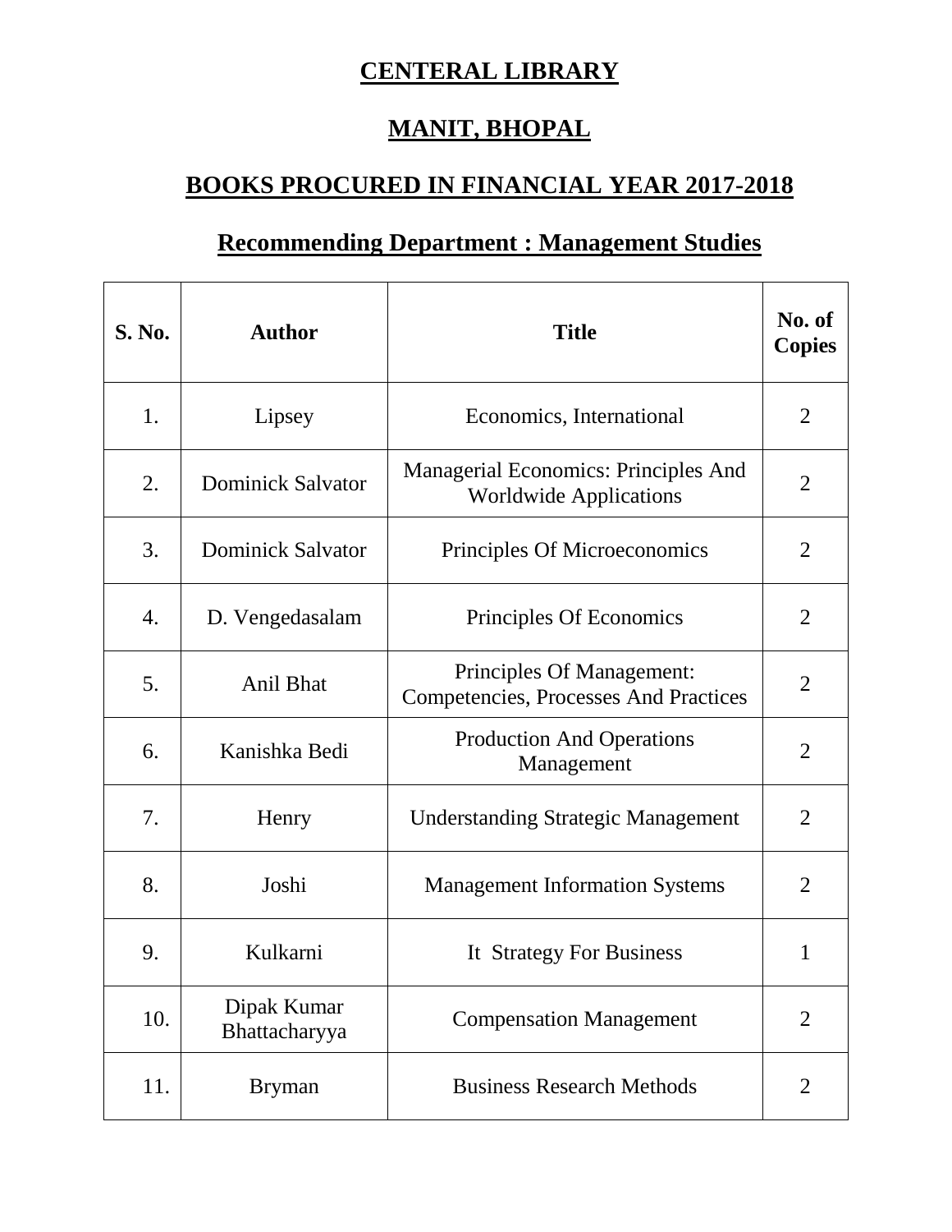# CENTERAL LIBRARY

# MANIT, BHOPAL

## BOOKS PROCURED IN FINANCIAL YEAR 2017-2018

### Recommending Department : Management Studies

| S. No. | Author | Title | No. of Copies |
|---|---|---|---|
| 1. | Lipsey | Economics, International | 2 |
| 2. | Dominick Salvator | Managerial Economics: Principles And Worldwide Applications | 2 |
| 3. | Dominick Salvator | Principles Of Microeconomics | 2 |
| 4. | D. Vengedasalam | Principles Of Economics | 2 |
| 5. | Anil Bhat | Principles Of Management: Competencies, Processes And Practices | 2 |
| 6. | Kanishka Bedi | Production And Operations Management | 2 |
| 7. | Henry | Understanding Strategic Management | 2 |
| 8. | Joshi | Management Information Systems | 2 |
| 9. | Kulkarni | It Strategy For Business | 1 |
| 10. | Dipak Kumar Bhattacharyya | Compensation Management | 2 |
| 11. | Bryman | Business Research Methods | 2 |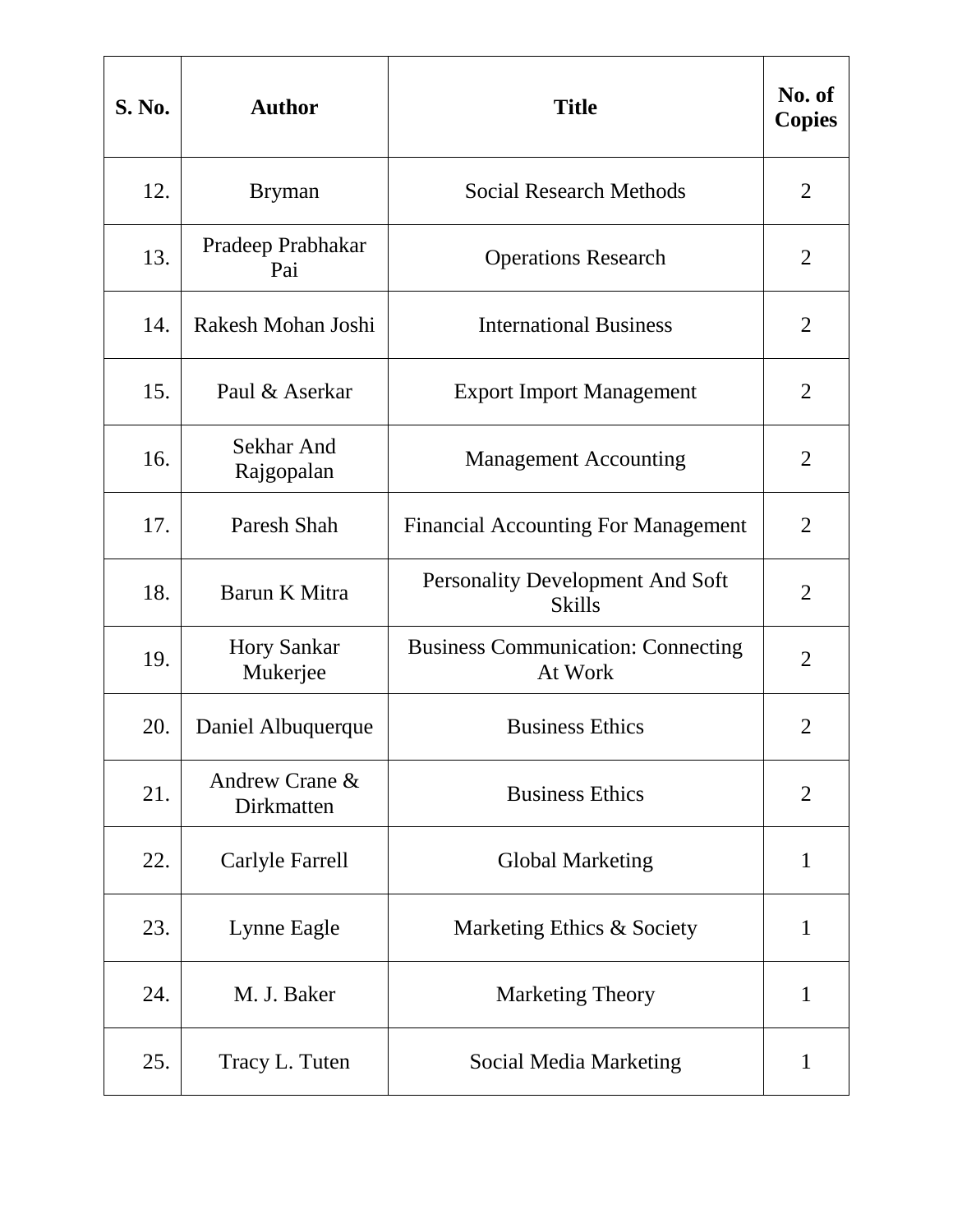| S. No. | Author | Title | No. of Copies |
|---|---|---|---|
| 12. | Bryman | Social Research Methods | 2 |
| 13. | Pradeep Prabhakar Pai | Operations Research | 2 |
| 14. | Rakesh Mohan Joshi | International Business | 2 |
| 15. | Paul & Aserkar | Export Import Management | 2 |
| 16. | Sekhar And Rajgopalan | Management Accounting | 2 |
| 17. | Paresh Shah | Financial Accounting For Management | 2 |
| 18. | Barun K Mitra | Personality Development And Soft Skills | 2 |
| 19. | Hory Sankar Mukerjee | Business Communication: Connecting At Work | 2 |
| 20. | Daniel Albuquerque | Business Ethics | 2 |
| 21. | Andrew Crane & Dirkmatten | Business Ethics | 2 |
| 22. | Carlyle Farrell | Global Marketing | 1 |
| 23. | Lynne Eagle | Marketing Ethics & Society | 1 |
| 24. | M. J. Baker | Marketing Theory | 1 |
| 25. | Tracy L. Tuten | Social Media Marketing | 1 |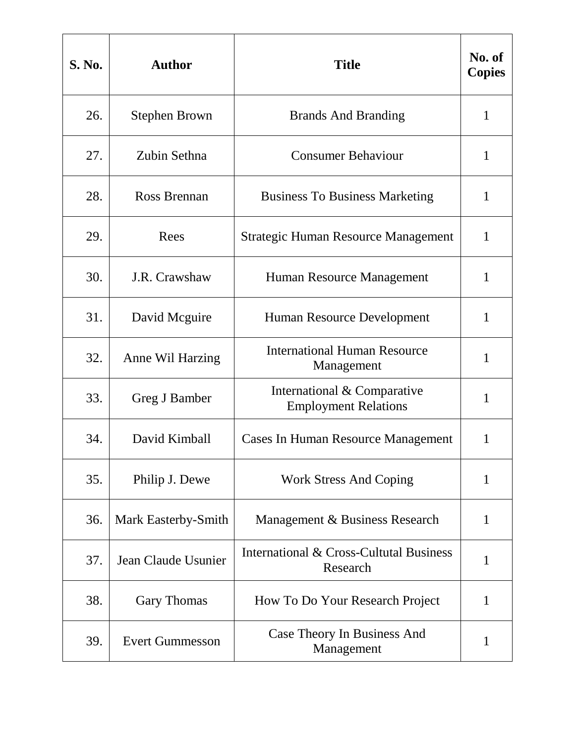| S. No. | Author | Title | No. of Copies |
|---|---|---|---|
| 26. | Stephen Brown | Brands And Branding | 1 |
| 27. | Zubin Sethna | Consumer Behaviour | 1 |
| 28. | Ross Brennan | Business To Business Marketing | 1 |
| 29. | Rees | Strategic Human Resource Management | 1 |
| 30. | J.R. Crawshaw | Human Resource Management | 1 |
| 31. | David Mcguire | Human Resource Development | 1 |
| 32. | Anne Wil Harzing | International Human Resource Management | 1 |
| 33. | Greg J Bamber | International & Comparative Employment Relations | 1 |
| 34. | David Kimball | Cases In Human Resource Management | 1 |
| 35. | Philip J. Dewe | Work Stress And Coping | 1 |
| 36. | Mark Easterby-Smith | Management & Business Research | 1 |
| 37. | Jean Claude Usunier | International & Cross-Cultutal Business Research | 1 |
| 38. | Gary Thomas | How To Do Your Research Project | 1 |
| 39. | Evert Gummesson | Case Theory In Business And Management | 1 |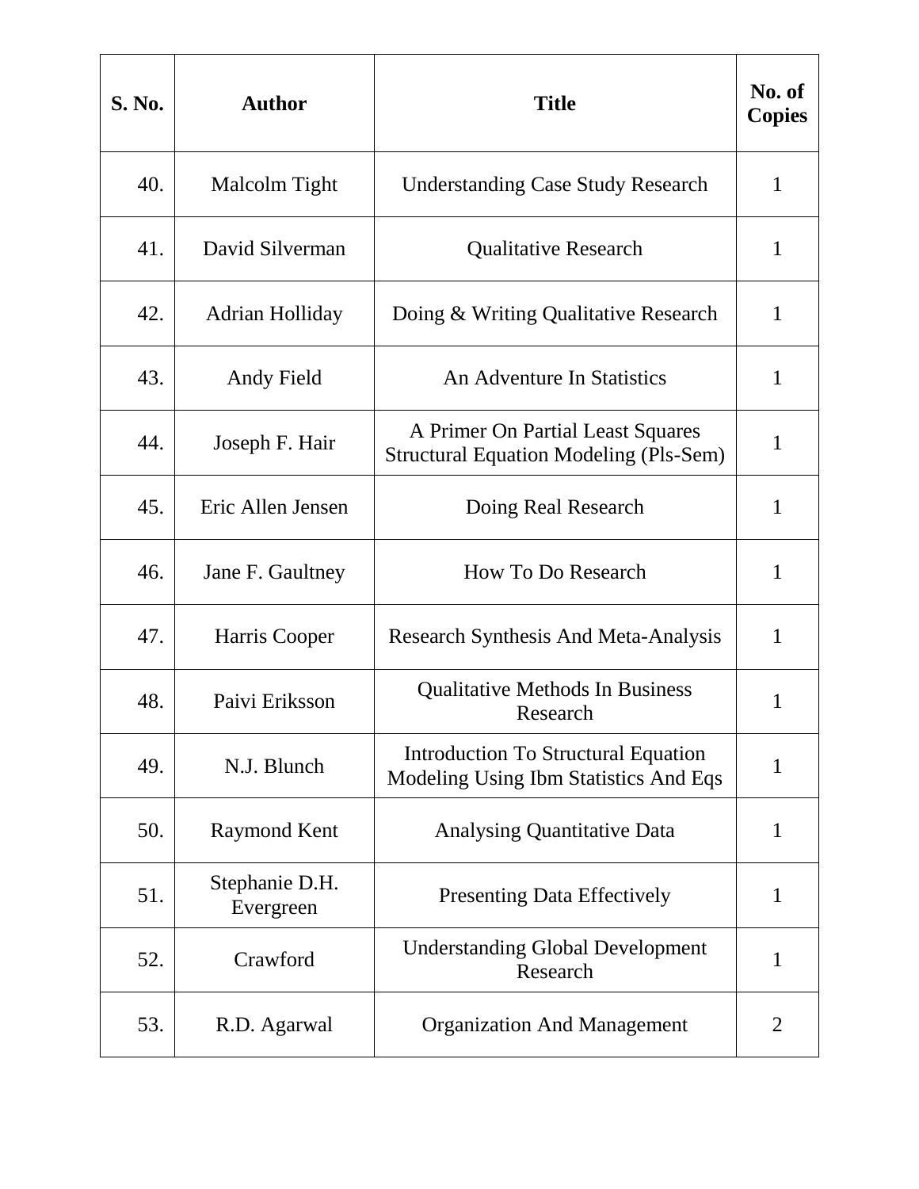| S. No. | Author | Title | No. of Copies |
|---|---|---|---|
| 40. | Malcolm Tight | Understanding Case Study Research | 1 |
| 41. | David Silverman | Qualitative Research | 1 |
| 42. | Adrian Holliday | Doing & Writing Qualitative Research | 1 |
| 43. | Andy Field | An Adventure In Statistics | 1 |
| 44. | Joseph F. Hair | A Primer On Partial Least Squares Structural Equation Modeling (Pls-Sem) | 1 |
| 45. | Eric Allen Jensen | Doing Real Research | 1 |
| 46. | Jane F. Gaultney | How To Do Research | 1 |
| 47. | Harris Cooper | Research Synthesis And Meta-Analysis | 1 |
| 48. | Paivi Eriksson | Qualitative Methods In Business Research | 1 |
| 49. | N.J. Blunch | Introduction To Structural Equation Modeling Using Ibm Statistics And Eqs | 1 |
| 50. | Raymond Kent | Analysing Quantitative Data | 1 |
| 51. | Stephanie D.H. Evergreen | Presenting Data Effectively | 1 |
| 52. | Crawford | Understanding Global Development Research | 1 |
| 53. | R.D. Agarwal | Organization And Management | 2 |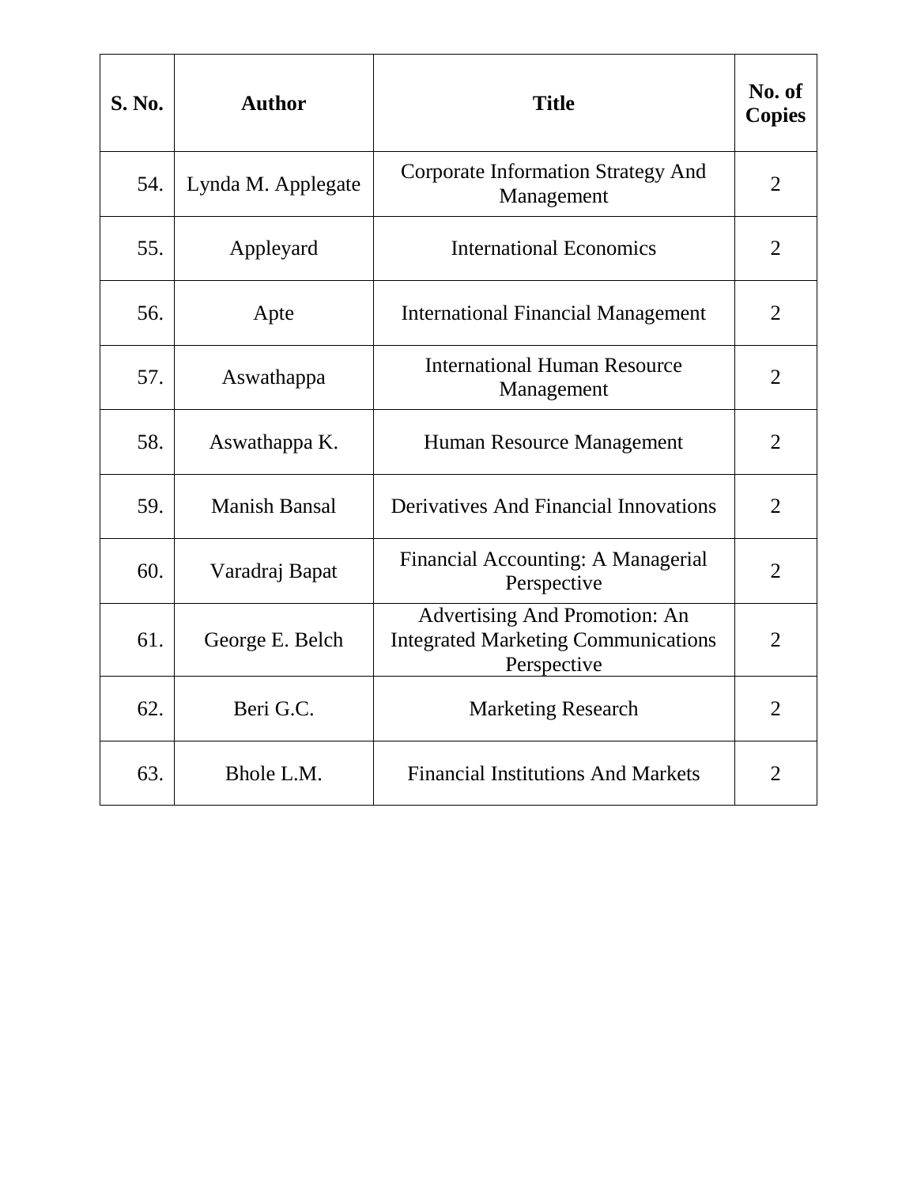| S. No. | Author | Title | No. of Copies |
|---|---|---|---|
| 54. | Lynda M. Applegate | Corporate Information Strategy And Management | 2 |
| 55. | Appleyard | International Economics | 2 |
| 56. | Apte | International Financial Management | 2 |
| 57. | Aswathappa | International Human Resource Management | 2 |
| 58. | Aswathappa K. | Human Resource Management | 2 |
| 59. | Manish Bansal | Derivatives And Financial Innovations | 2 |
| 60. | Varadraj Bapat | Financial Accounting: A Managerial Perspective | 2 |
| 61. | George E. Belch | Advertising And Promotion: An Integrated Marketing Communications Perspective | 2 |
| 62. | Beri G.C. | Marketing Research | 2 |
| 63. | Bhole L.M. | Financial Institutions And Markets | 2 |